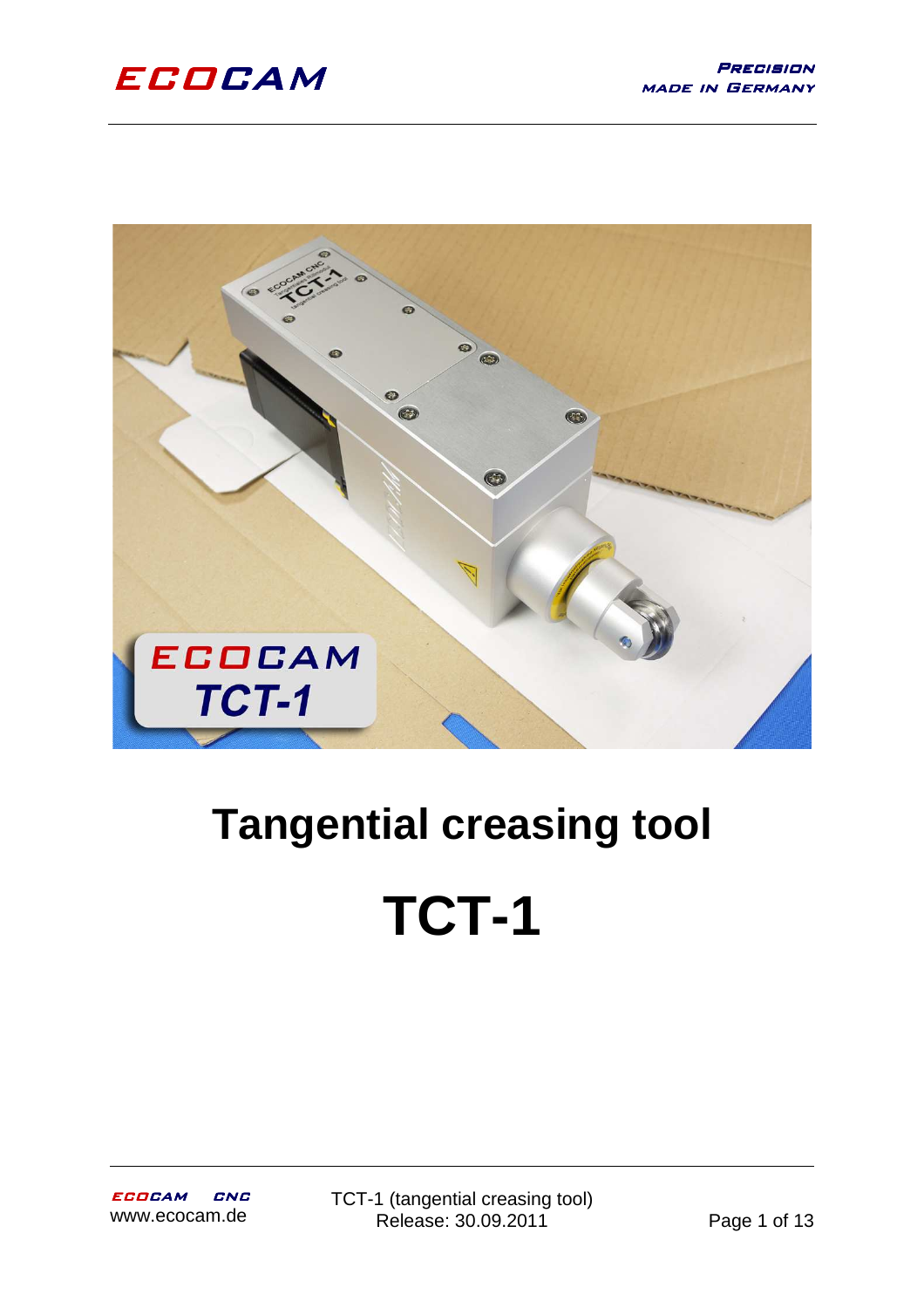ECOCAM

PRECISION
MADE IN GERMANY

# Tangential creasing tool

# TCT-1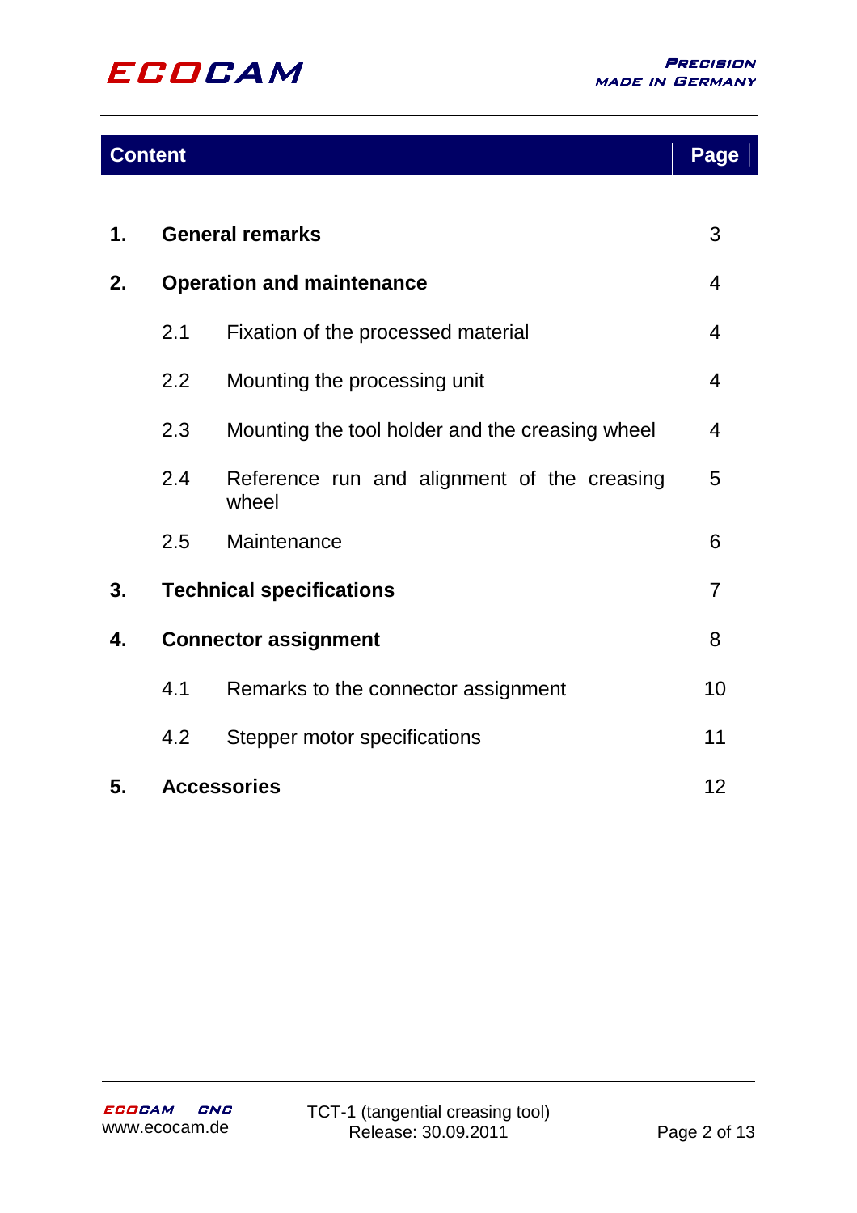| Content | | Page |
|---|---|---|
| **1.** | **General remarks** | 3 |
| **2.** | **Operation and maintenance** | 4 |
| | 2.1 Fixation of the processed material | 4 |
| | 2.2 Mounting the processing unit | 4 |
| | 2.3 Mounting the tool holder and the creasing wheel | 4 |
| | 2.4 Reference run and alignment of the creasing wheel | 5 |
| | 2.5 Maintenance | 6 |
| **3.** | **Technical specifications** | 7 |
| **4.** | **Connector assignment** | 8 |
| | 4.1 Remarks to the connector assignment | 10 |
| | 4.2 Stepper motor specifications | 11 |
| **5.** | **Accessories** | 12 |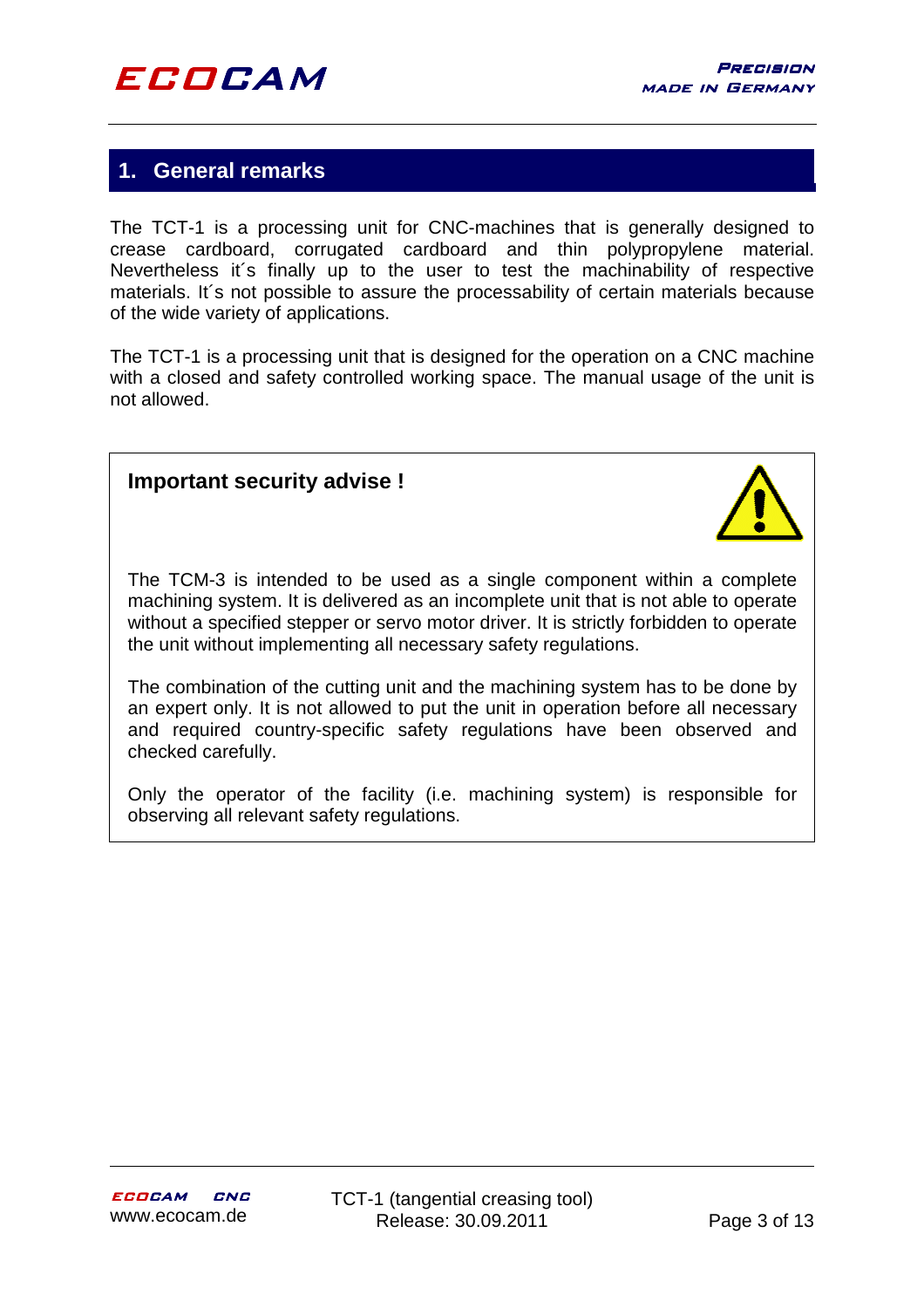## 1. General remarks

The TCT-1 is a processing unit for CNC-machines that is generally designed to crease cardboard, corrugated cardboard and thin polypropylene material. Nevertheless it´s finally up to the user to test the machinability of respective materials. It´s not possible to assure the processability of certain materials because of the wide variety of applications.

The TCT-1 is a processing unit that is designed for the operation on a CNC machine with a closed and safety controlled working space. The manual usage of the unit is not allowed.

**Important security advise !**

The TCM-3 is intended to be used as a single component within a complete machining system. It is delivered as an incomplete unit that is not able to operate without a specified stepper or servo motor driver. It is strictly forbidden to operate the unit without implementing all necessary safety regulations.

The combination of the cutting unit and the machining system has to be done by an expert only. It is not allowed to put the unit in operation before all necessary and required country-specific safety regulations have been observed and checked carefully.

Only the operator of the facility (i.e. machining system) is responsible for observing all relevant safety regulations.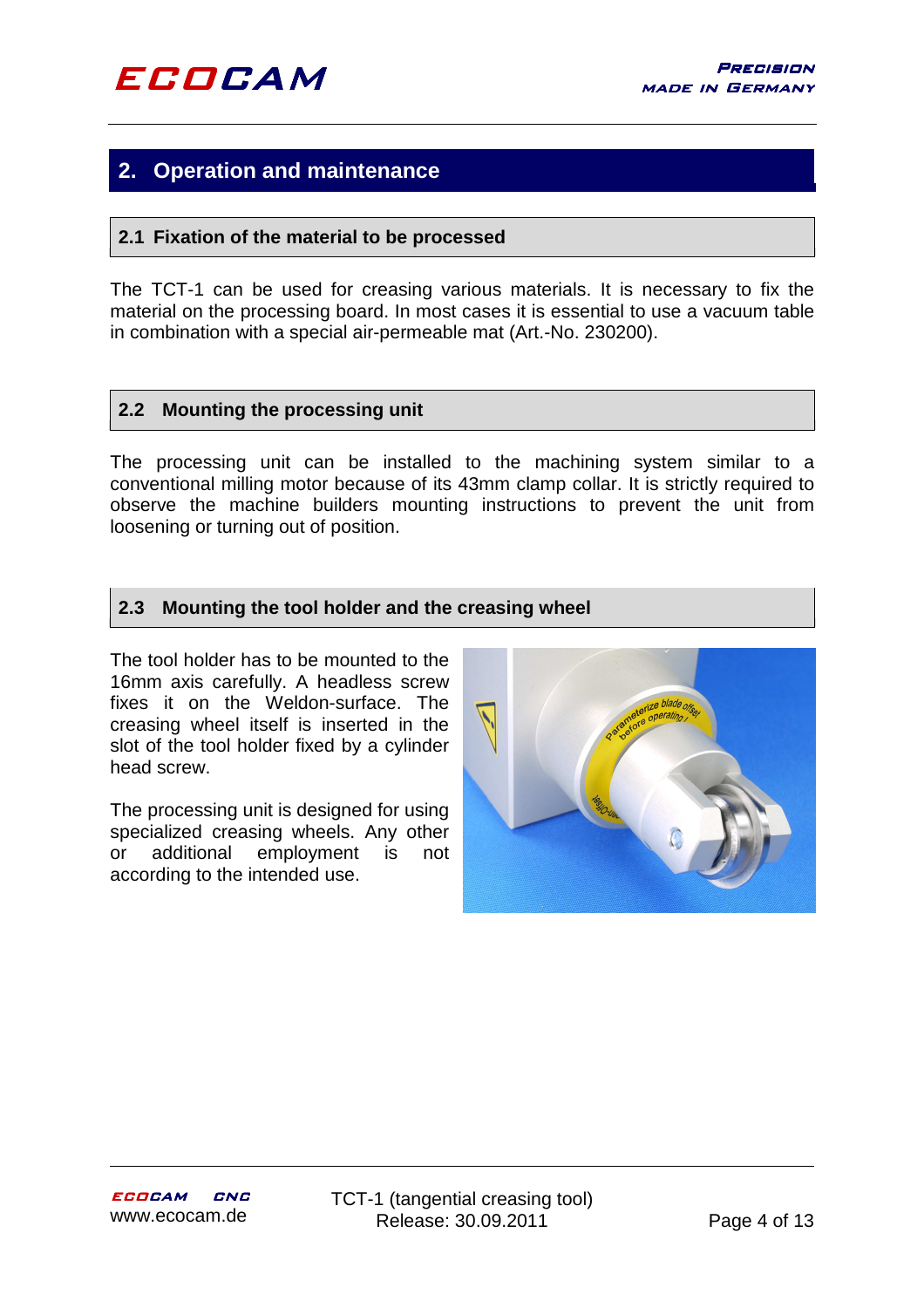## 2. Operation and maintenance

### 2.1 Fixation of the material to be processed

The TCT-1 can be used for creasing various materials. It is necessary to fix the material on the processing board. In most cases it is essential to use a vacuum table in combination with a special air-permeable mat (Art.-No. 230200).

### 2.2 Mounting the processing unit

The processing unit can be installed to the machining system similar to a conventional milling motor because of its 43mm clamp collar. It is strictly required to observe the machine builders mounting instructions to prevent the unit from loosening or turning out of position.

### 2.3 Mounting the tool holder and the creasing wheel

The tool holder has to be mounted to the 16mm axis carefully. A headless screw fixes it on the Weldon-surface. The creasing wheel itself is inserted in the slot of the tool holder fixed by a cylinder head screw.

The processing unit is designed for using specialized creasing wheels. Any other or additional employment is not according to the intended use.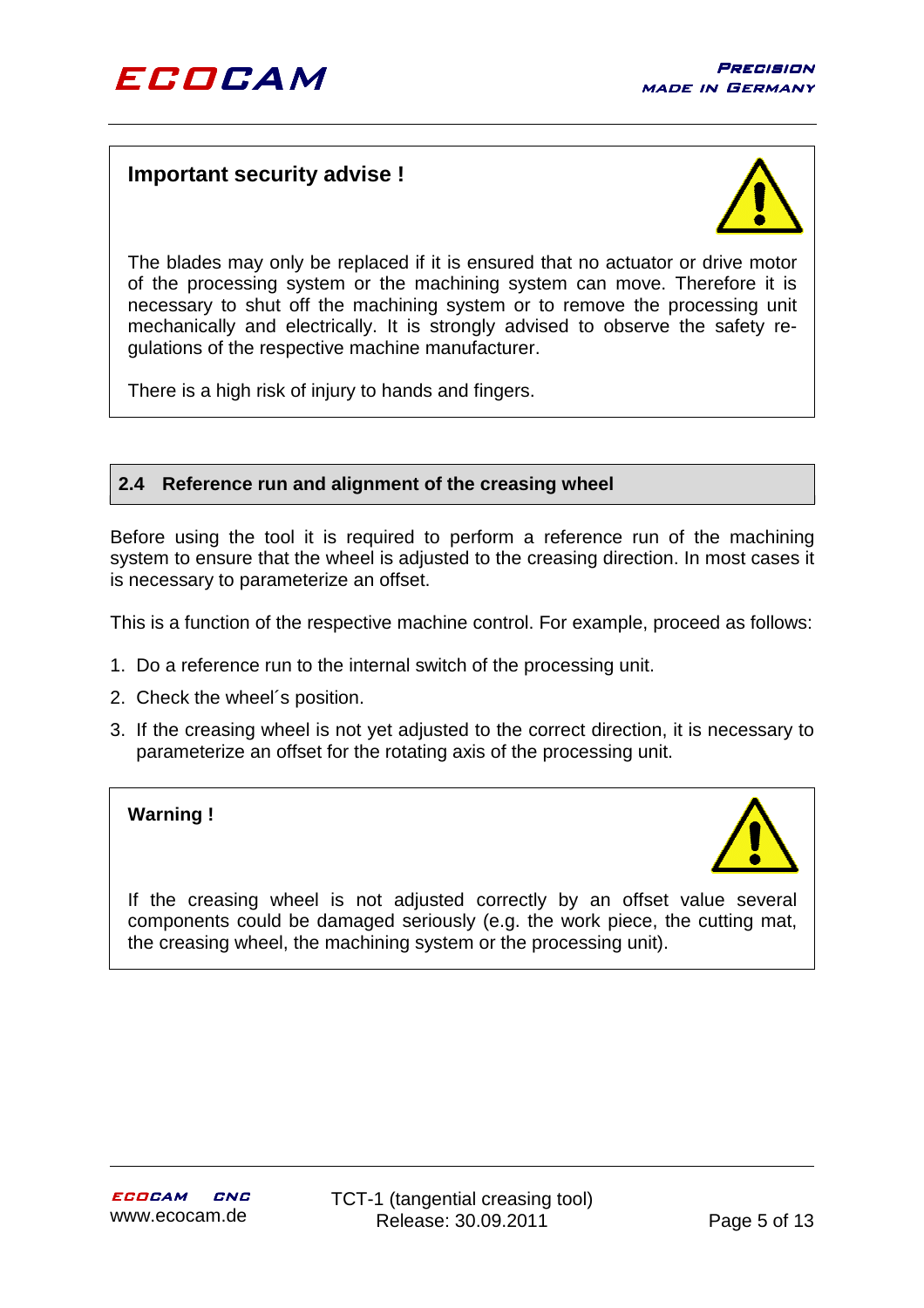**Important security advise !**

The blades may only be replaced if it is ensured that no actuator or drive motor of the processing system or the machining system can move. Therefore it is necessary to shut off the machining system or to remove the processing unit mechanically and electrically. It is strongly advised to observe the safety regulations of the respective machine manufacturer.

There is a high risk of injury to hands and fingers.

## 2.4 Reference run and alignment of the creasing wheel

Before using the tool it is required to perform a reference run of the machining system to ensure that the wheel is adjusted to the creasing direction. In most cases it is necessary to parameterize an offset.

This is a function of the respective machine control. For example, proceed as follows:

1. Do a reference run to the internal switch of the processing unit.
2. Check the wheel´s position.
3. If the creasing wheel is not yet adjusted to the correct direction, it is necessary to parameterize an offset for the rotating axis of the processing unit.

**Warning !**

If the creasing wheel is not adjusted correctly by an offset value several components could be damaged seriously (e.g. the work piece, the cutting mat, the creasing wheel, the machining system or the processing unit).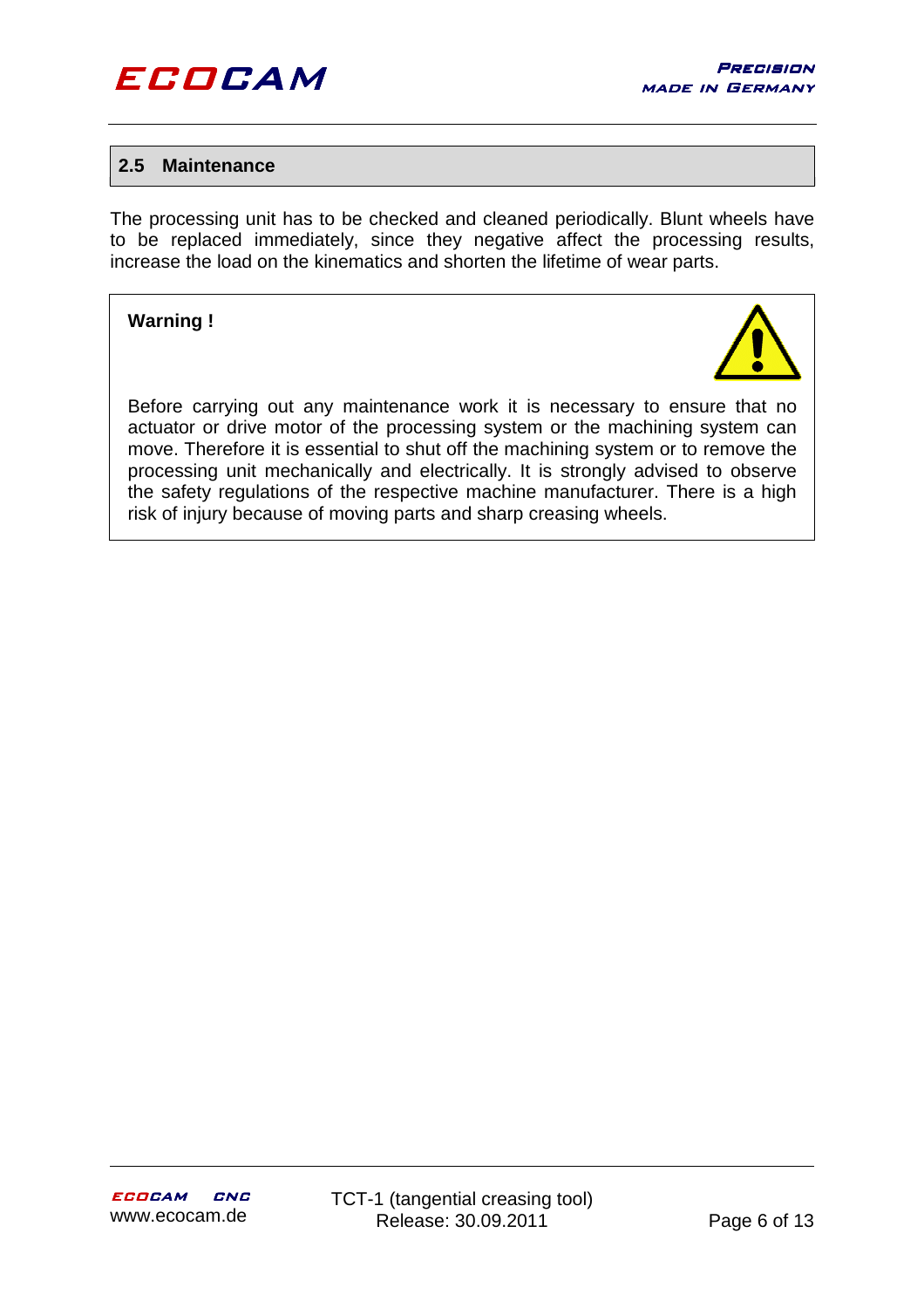## 2.5 Maintenance

The processing unit has to be checked and cleaned periodically. Blunt wheels have to be replaced immediately, since they negative affect the processing results, increase the load on the kinematics and shorten the lifetime of wear parts.

**Warning !**

Before carrying out any maintenance work it is necessary to ensure that no actuator or drive motor of the processing system or the machining system can move. Therefore it is essential to shut off the machining system or to remove the processing unit mechanically and electrically. It is strongly advised to observe the safety regulations of the respective machine manufacturer. There is a high risk of injury because of moving parts and sharp creasing wheels.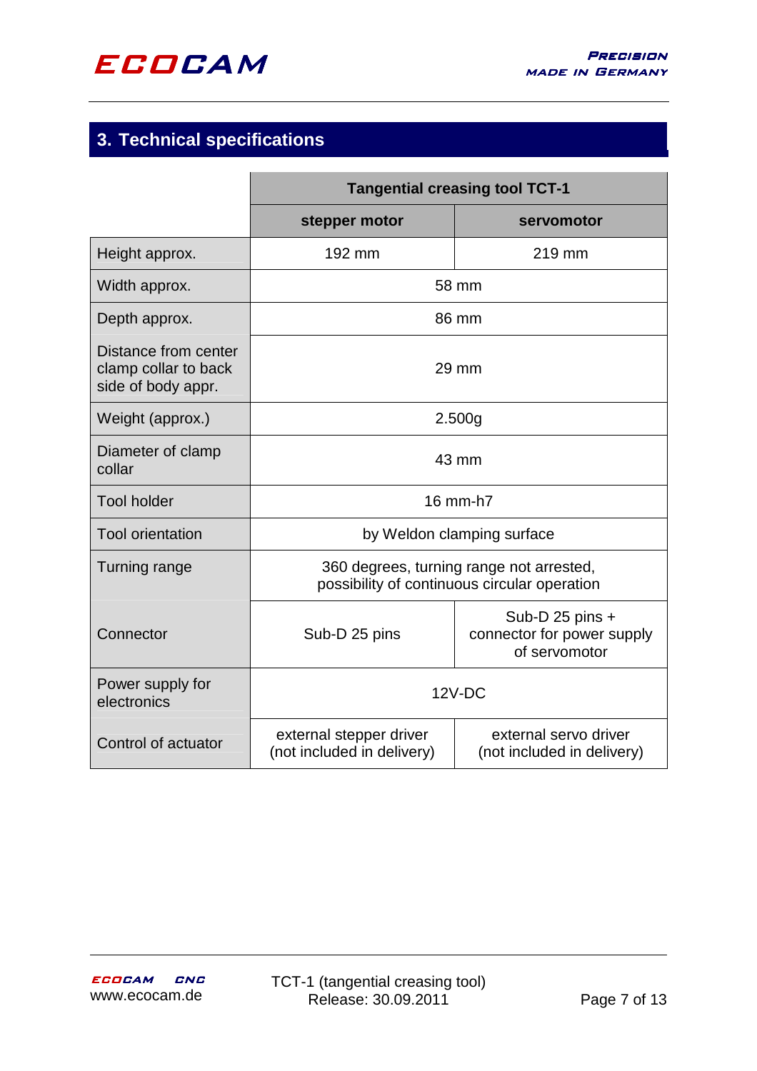## 3. Technical specifications

| | Tangential creasing tool TCT-1 | |
|---|---|---|
| | **stepper motor** | **servomotor** |
| Height approx. | 192 mm | 219 mm |
| Width approx. | 58 mm | |
| Depth approx. | 86 mm | |
| Distance from center clamp collar to back side of body appr. | 29 mm | |
| Weight (approx.) | 2.500g | |
| Diameter of clamp collar | 43 mm | |
| Tool holder | 16 mm-h7 | |
| Tool orientation | by Weldon clamping surface | |
| Turning range | 360 degrees, turning range not arrested, possibility of continuous circular operation | |
| Connector | Sub-D 25 pins | Sub-D 25 pins + connector for power supply of servomotor |
| Power supply for electronics | 12V-DC | |
| Control of actuator | external stepper driver (not included in delivery) | external servo driver (not included in delivery) |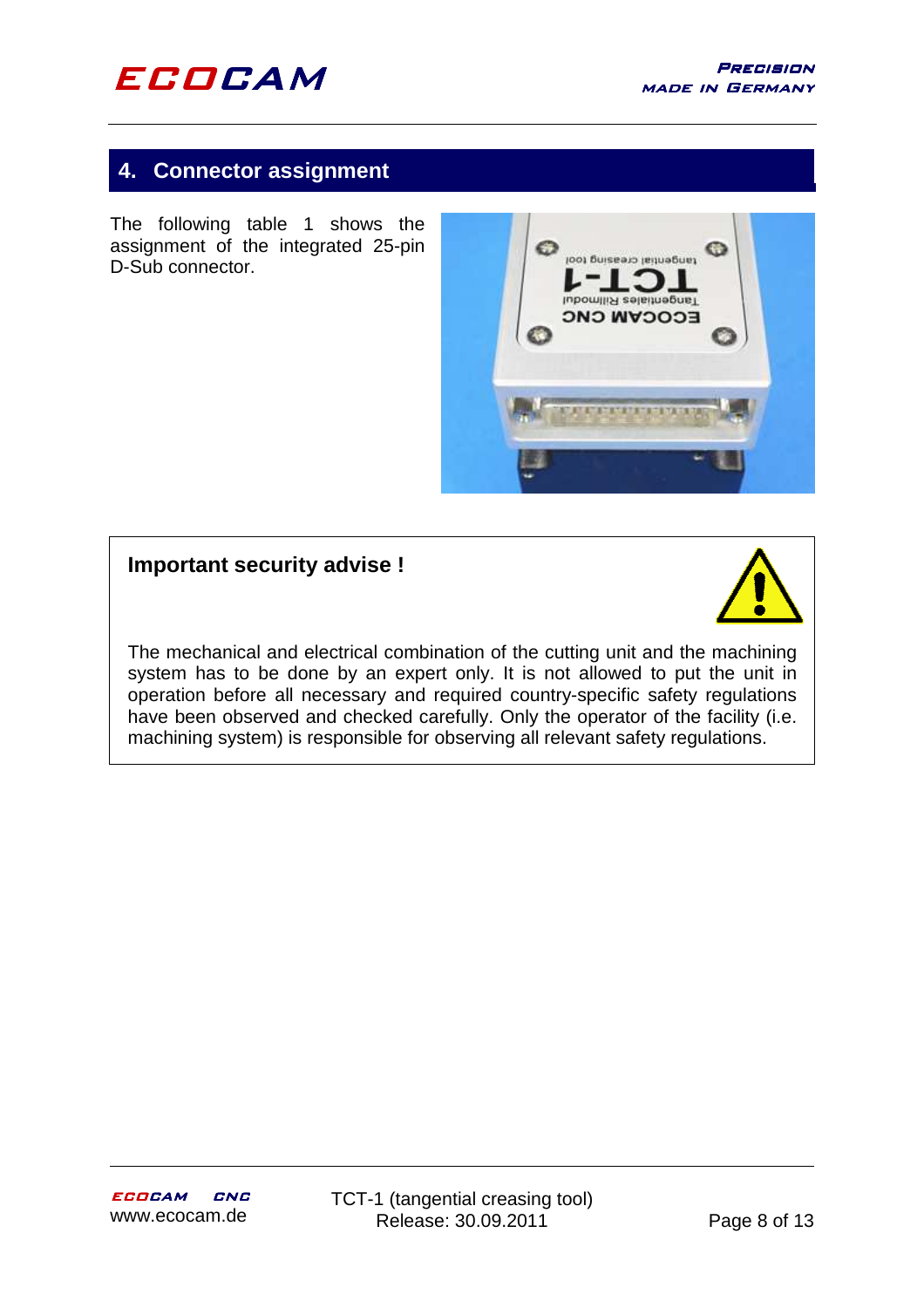## 4. Connector assignment

The following table 1 shows the assignment of the integrated 25-pin D-Sub connector.

**Important security advise !**

The mechanical and electrical combination of the cutting unit and the machining system has to be done by an expert only. It is not allowed to put the unit in operation before all necessary and required country-specific safety regulations have been observed and checked carefully. Only the operator of the facility (i.e. machining system) is responsible for observing all relevant safety regulations.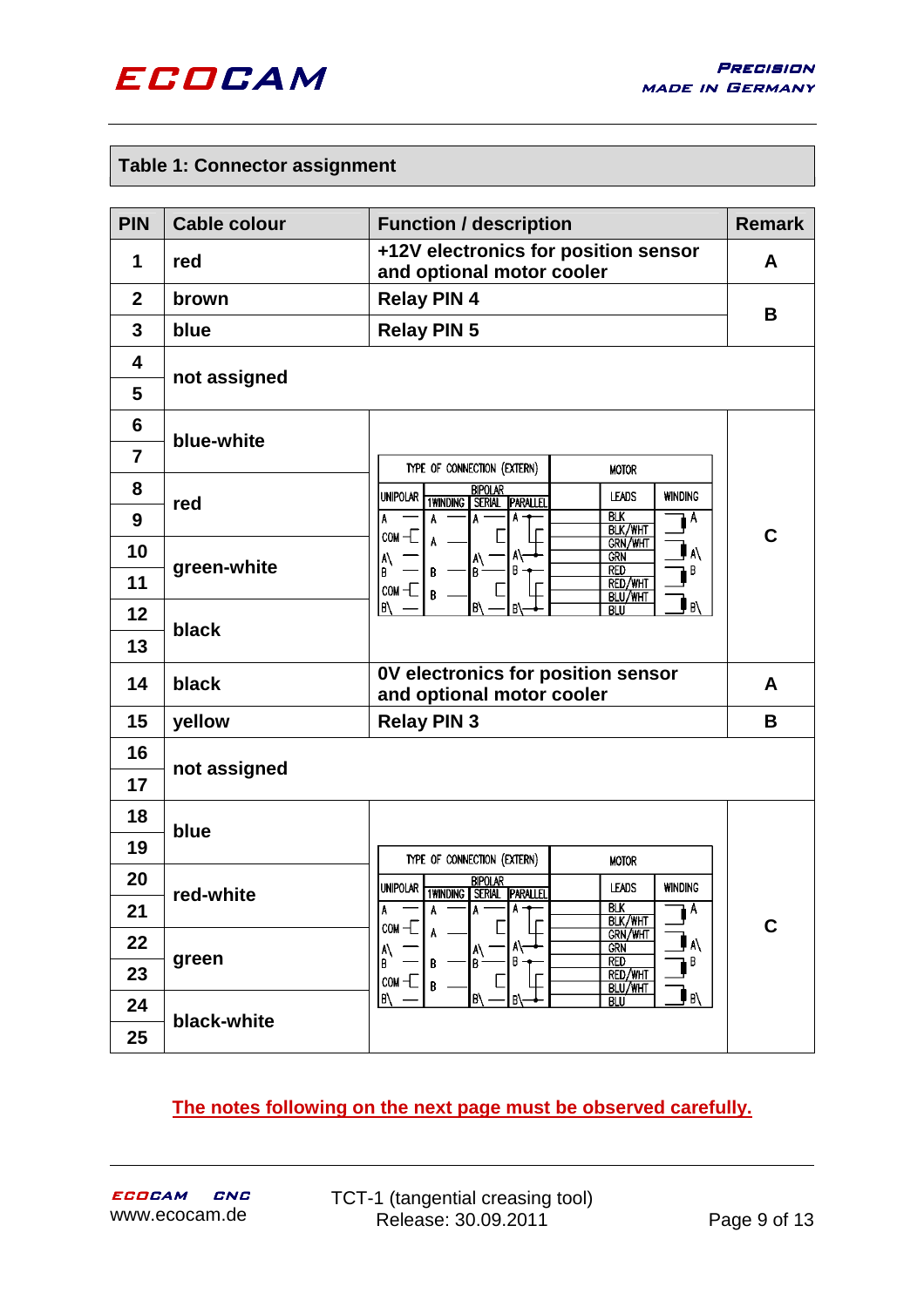## Table 1: Connector assignment

| PIN | Cable colour | Function / description | Remark |
|---|---|---|---|
| 1 | red | +12V electronics for position sensor and optional motor cooler | A |
| 2 | brown | Relay PIN 4 | B |
| 3 | blue | Relay PIN 5 | B |
| 4 | not assigned | | |
| 5 | not assigned | | |
| 6 | blue-white | | C |
| 7 | blue-white | | C |
| 8 | red | | C |
| 9 | red | | C |
| 10 | green-white | | C |
| 11 | green-white | | C |
| 12 | black | | C |
| 13 | black | | C |
| 14 | black | 0V electronics for position sensor and optional motor cooler | A |
| 15 | yellow | Relay PIN 3 | B |
| 16 | not assigned | | |
| 17 | not assigned | | |
| 18 | blue | | C |
| 19 | blue | | C |
| 20 | red-white | | C |
| 21 | red-white | | C |
| 22 | green | | C |
| 23 | green | | C |
| 24 | black-white | | C |
| 25 | black-white | | C |

Wiring diagram (pins 6–13 and 18–25):

| TYPE OF CONNECTION (EXTERN) | | | | MOTOR | |
|---|---|---|---|---|---|
| UNIPOLAR | BIPOLAR 1WINDING | BIPOLAR SERIAL | BIPOLAR PARALLEL | LEADS | WINDING |
| A | A | A | A | BLK | A |
| COM | A | | | BLK/WHT | |
| | | | | GRN/WHT | |
| A\ | | A\ | A\ | GRN | A\ |
| B | B | B | B | RED | B |
| COM | B | | | RED/WHT | |
| | | | | BLU/WHT | |
| B\ | | B\ | B\ | BLU | B\ |

**The notes following on the next page must be observed carefully.**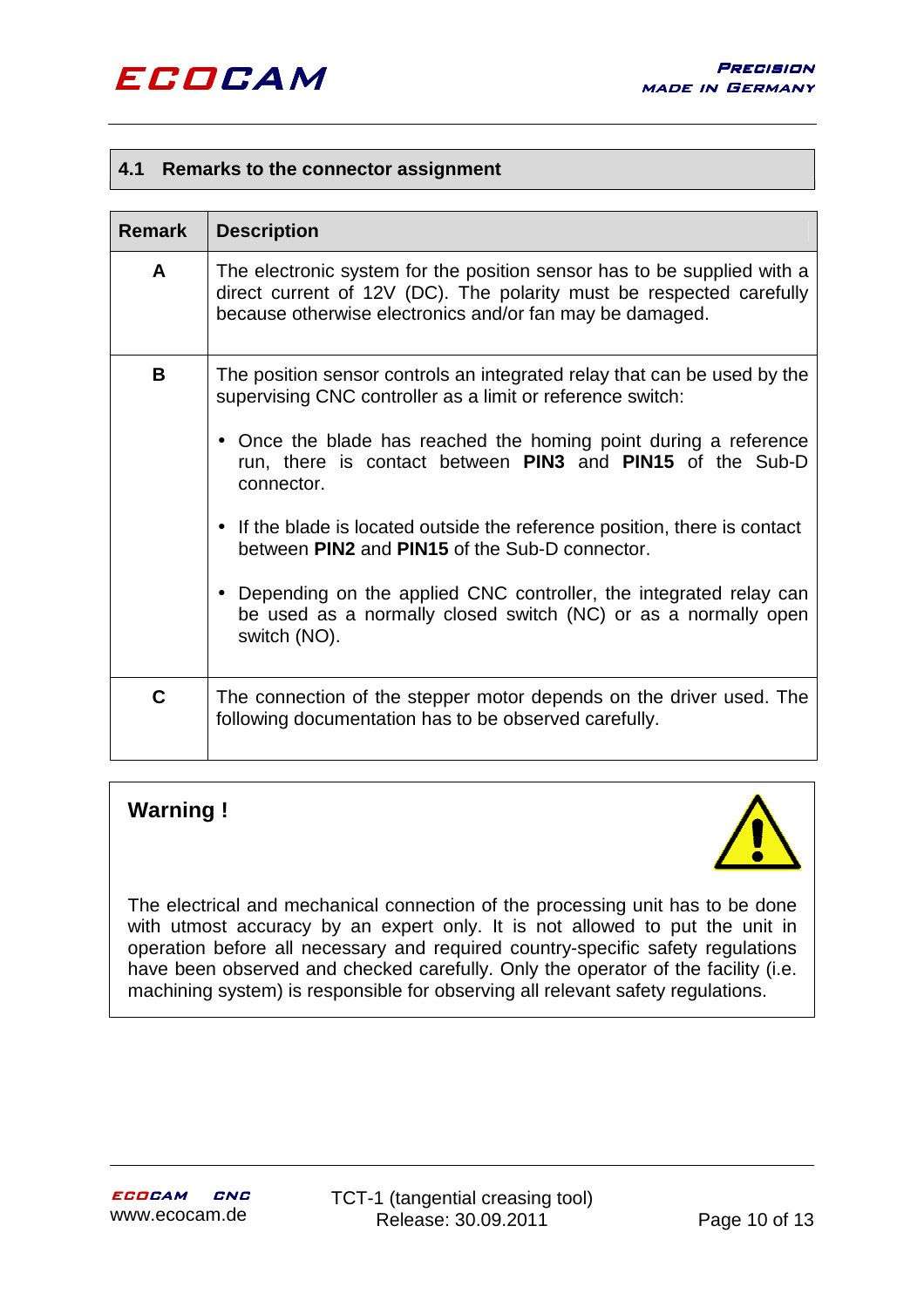## 4.1 Remarks to the connector assignment

| Remark | Description |
|---|---|
| **A** | The electronic system for the position sensor has to be supplied with a direct current of 12V (DC). The polarity must be respected carefully because otherwise electronics and/or fan may be damaged. |
| **B** | The position sensor controls an integrated relay that can be used by the supervising CNC controller as a limit or reference switch:<br>• Once the blade has reached the homing point during a reference run, there is contact between **PIN3** and **PIN15** of the Sub-D connector.<br>• If the blade is located outside the reference position, there is contact between **PIN2** and **PIN15** of the Sub-D connector.<br>• Depending on the applied CNC controller, the integrated relay can be used as a normally closed switch (NC) or as a normally open switch (NO). |
| **C** | The connection of the stepper motor depends on the driver used. The following documentation has to be observed carefully. |

**Warning !**

The electrical and mechanical connection of the processing unit has to be done with utmost accuracy by an expert only. It is not allowed to put the unit in operation before all necessary and required country-specific safety regulations have been observed and checked carefully. Only the operator of the facility (i.e. machining system) is responsible for observing all relevant safety regulations.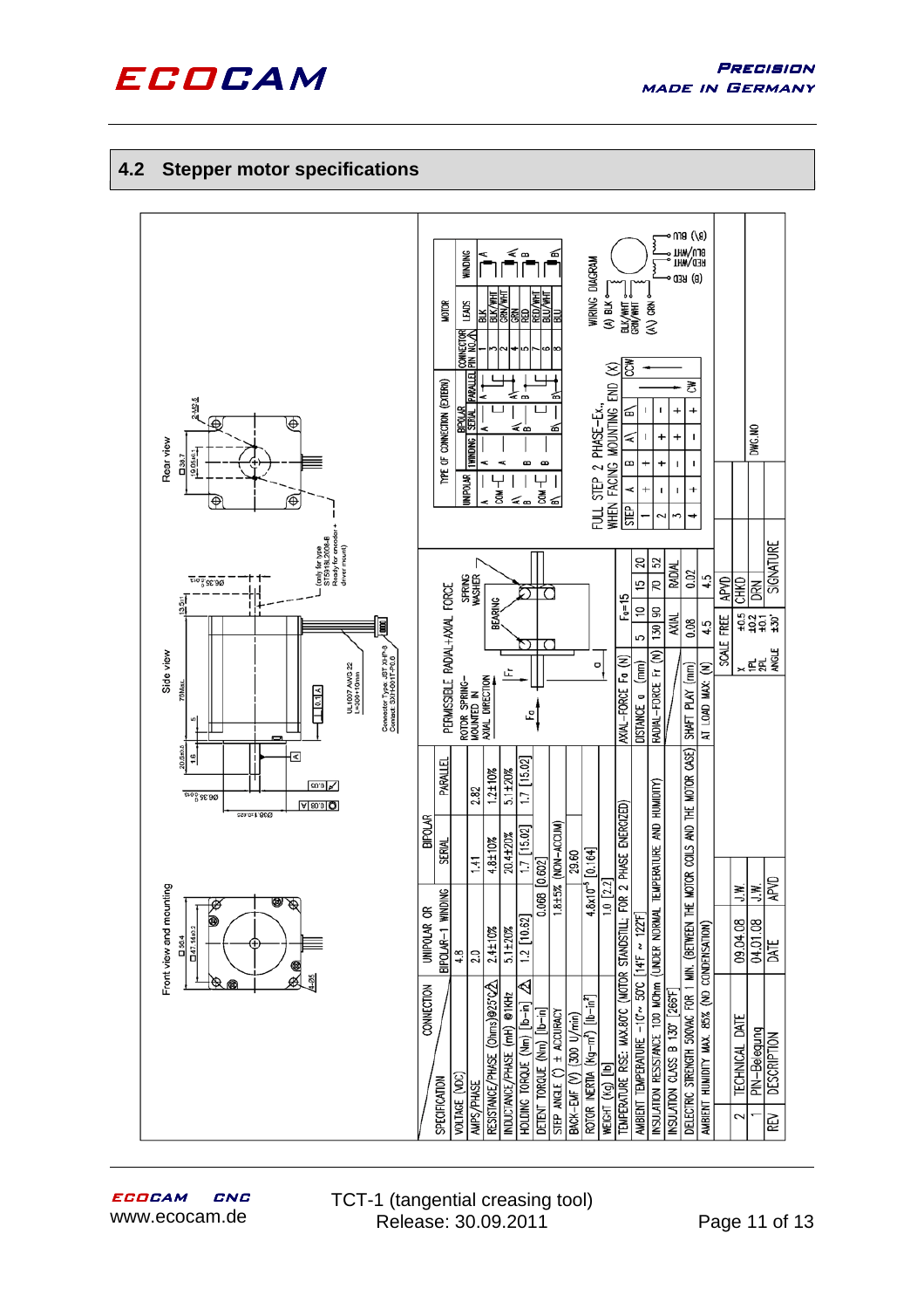## 4.2 Stepper motor specifications

Front view and mounting

Side view

Rear view

UL1007 AWG 22 L=300+10mm

Connector Type: JST XHP-8 Contact: SXH-001T-P0.6

(only for type ST5918L2008-B Ready for encoder + driver mount)

| SPECIFICATION | CONNECTION | UNIPOLAR OR BIPOLAR-1 WINDING | BIPOLAR SERIAL | BIPOLAR PARALLEL |
|---|---|---|---|---|
| VOLTAGE (VDC) | | 4.8 | | |
| AMPS/PHASE | | 2.0 | 1.41 | 2.82 |
| RESISTANCE/PHASE (Ohms)@25°C | | 2.4±10% | 4.8±10% | 1.2±10% |
| INDUCTANCE/PHASE (mH) @1KHz | | 5.1±20% | 20.4±20% | 5.1±20% |
| HOLDING TORQUE (Nm) [lb-in] | | 1.2 [10.62] | 1.7 [15.02] | 1.7 [15.02] |
| DETENT TORQUE (Nm) [lb-in] | | 0.068 [0.602] | | |
| STEP ANGLE (°) ± ACCURACY | | 1.8±5% (NON-ACCUM) | | |
| BACK-EMF (V) (300 U/min) | | 29.60 | | |
| ROTOR INERTIA (kg-m²) [lb-in²] | | $4.8x10^{-5}$ [0.164] | | |
| WEIGHT (Kg) [lb] | | 1.0 [2.2] | | |

TEMPERATURE RISE: MAX.80°C (MOTOR STANDSTILL; FOR 2 PHASE ENERGIZED)

AMBIENT TEMPERATURE -10°C ~ 50°C [14°F ~ 122°F]

INSULATION RESISTANCE 100 MOhm (UNDER NORMAL TEMPERATURE AND HUMIDITY)

INSULATION CLASS B 130° [266°F]

DIELECTRIC STRENGTH 500VAC FOR 1 MIN. (BETWEEN THE MOTOR COILS AND THE MOTOR CASE)

AMBIENT HUMIDITY MAX. 85% (NO CONDENSATION)

PERMISSIBLE RADIAL+AXIAL FORCE

ROTOR SPRING-MOUNTED IN AXIAL DIRECTION — SPRING WASHER — BEARING

| AXIAL-FORCE Fa (N) | Fa=15 | | | |
|---|---|---|---|---|
| DISTANCE a (mm) | 5 | 10 | 15 | 20 |
| RADIAL-FORCE Fr (N) | 130 | 90 | 70 | 52 |

| | AXIAL | RADIAL |
|---|---|---|
| SHAFT PLAY (mm) | 0.08 | 0.02 |
| AT LOAD MAX. (N) | 4.5 | 4.5 |

TYPE OF CONNECTION (EXTERN)

| UNIPOLAR | BIPOLAR TWINDING | BIPOLAR SERIAL | BIPOLAR PARALLEL | CONNECTOR PIN NO. | LEADS | WINDING |
|---|---|---|---|---|---|---|
| | | | | 1 | BLK | A |
| | | | | 3 | BLK/WHT | |
| | | | | 4 | GRN/WHT | |
| | | | | 2 | GRN | A\ |
| | | | | 5 | RED | B |
| | | | | 7 | RED/WHT | |
| | | | | 6 | BLU/WHT | |
| | | | | 8 | BLU | B\ |

FULL STEP 2 PHASE-Ex., WHEN FACING MOUNTING END (X)

| STEP | A | B | A\ | B\ |
|---|---|---|---|---|
| 1 | + | + | - | - |
| 2 | - | + | + | - |
| 3 | - | - | + | + |
| 4 | + | - | - | + |

CCW / CW

WIRING DIAGRAM

(A) BLK, BLK/WHT, GRN/WHT, (A\) GRN, (B) RED, RED/WHT, BLU/WHT, (B\) BLU

| REV | DESCRIPTION | DATE | APVD |
|---|---|---|---|
| 2 | TECHNICAL DATE | 09.04.08 | J.W. |
| 1 | PIN-Belegung | 04.01.08 | J.W. |

| SCALE | FREE | APVD | |
|---|---|---|---|
| X | ±0.5 | CHKD | |
| 1PL | ±0.2 | DRN | |
| 2PL | ±0.1 | | |
| ANGLE | ±30' | SIGNATURE | |

DWG.NO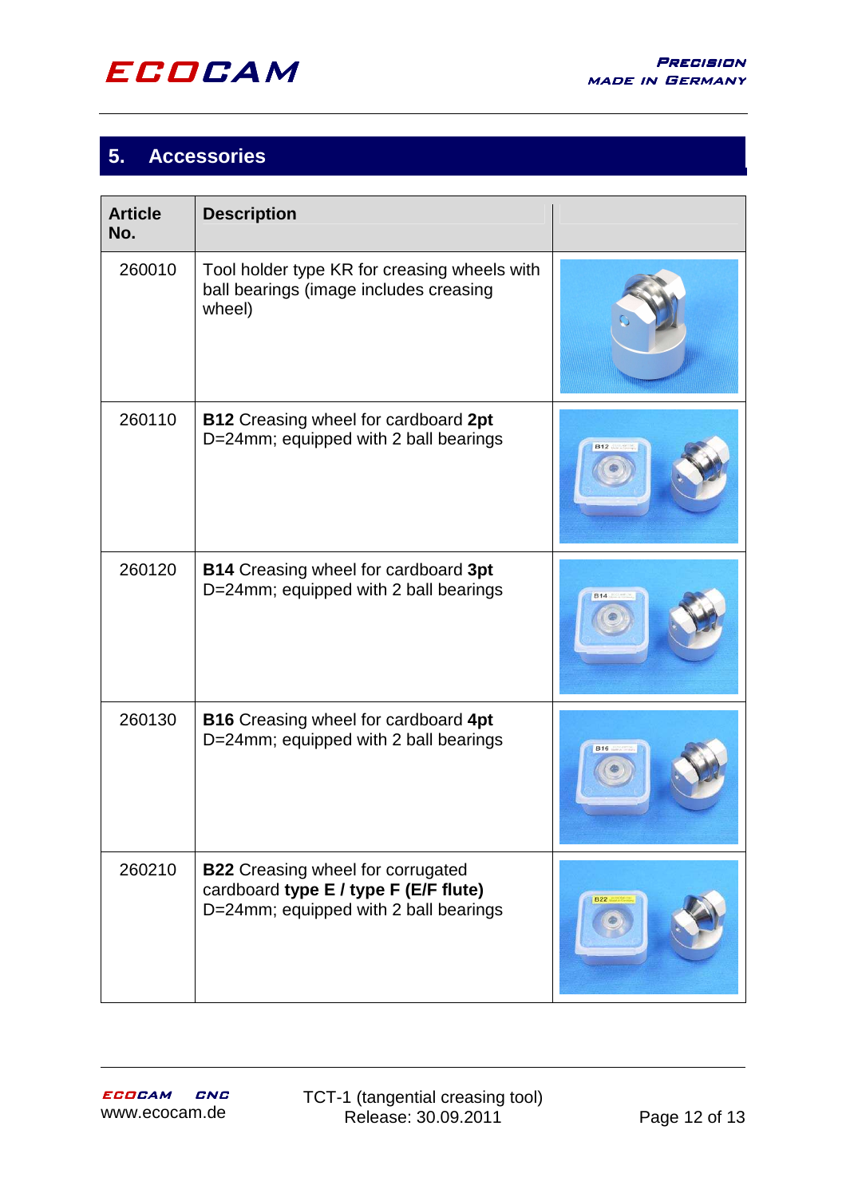## 5. Accessories

| Article No. | Description | |
|---|---|---|
| 260010 | Tool holder type KR for creasing wheels with ball bearings (image includes creasing wheel) | |
| 260110 | **B12** Creasing wheel for cardboard **2pt** D=24mm; equipped with 2 ball bearings | |
| 260120 | **B14** Creasing wheel for cardboard **3pt** D=24mm; equipped with 2 ball bearings | |
| 260130 | **B16** Creasing wheel for cardboard **4pt** D=24mm; equipped with 2 ball bearings | |
| 260210 | **B22** Creasing wheel for corrugated cardboard **type E / type F (E/F flute)** D=24mm; equipped with 2 ball bearings | |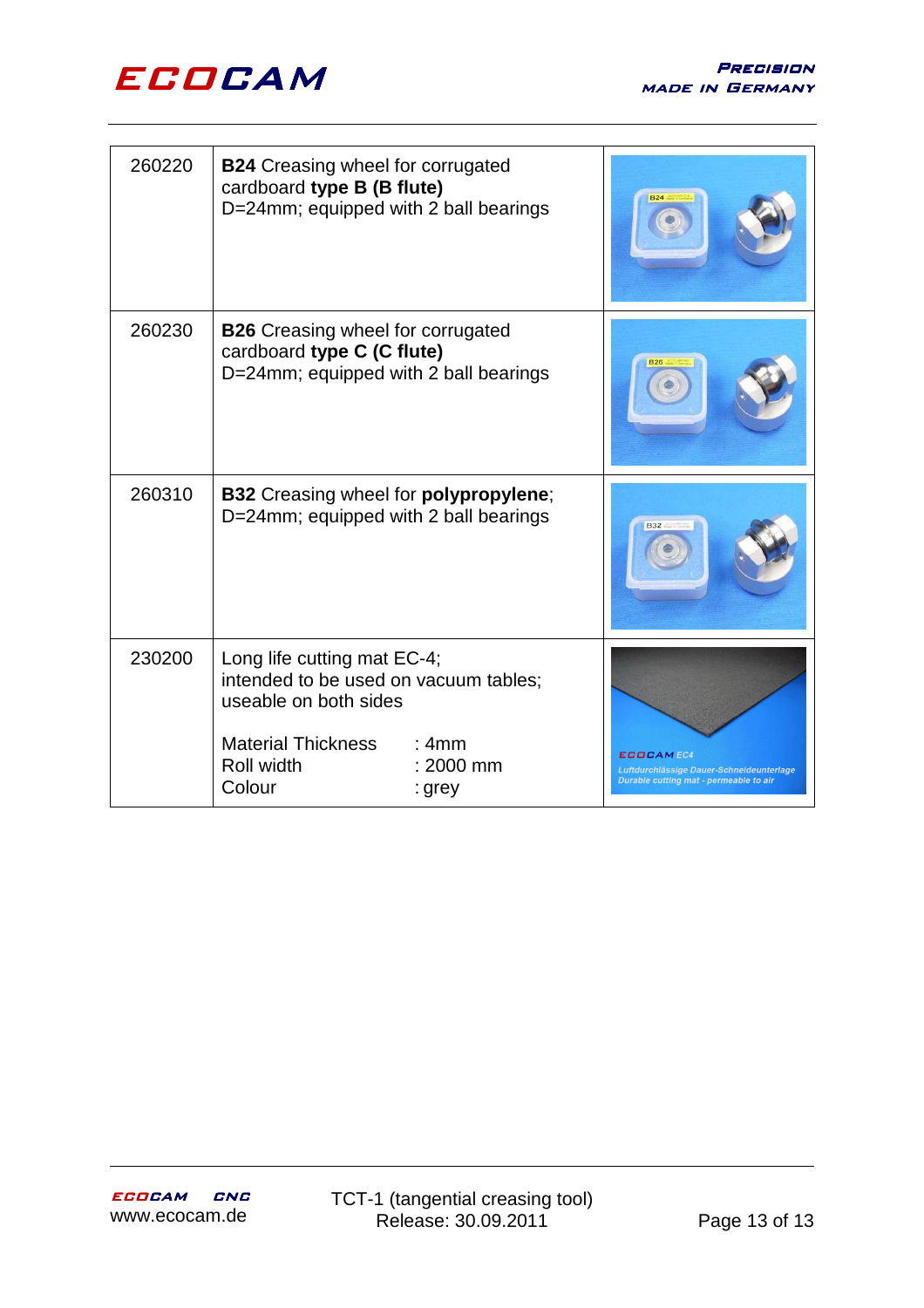| | | |
|---|---|---|
| 260220 | **B24** Creasing wheel for corrugated cardboard **type B (B flute)**<br>D=24mm; equipped with 2 ball bearings | |
| 260230 | **B26** Creasing wheel for corrugated cardboard **type C (C flute)**<br>D=24mm; equipped with 2 ball bearings | |
| 260310 | **B32** Creasing wheel for **polypropylene**;<br>D=24mm; equipped with 2 ball bearings | |
| 230200 | Long life cutting mat EC-4;<br>intended to be used on vacuum tables;<br>useable on both sides<br><br>Material Thickness : 4mm<br>Roll width : 2000 mm<br>Colour : grey | |